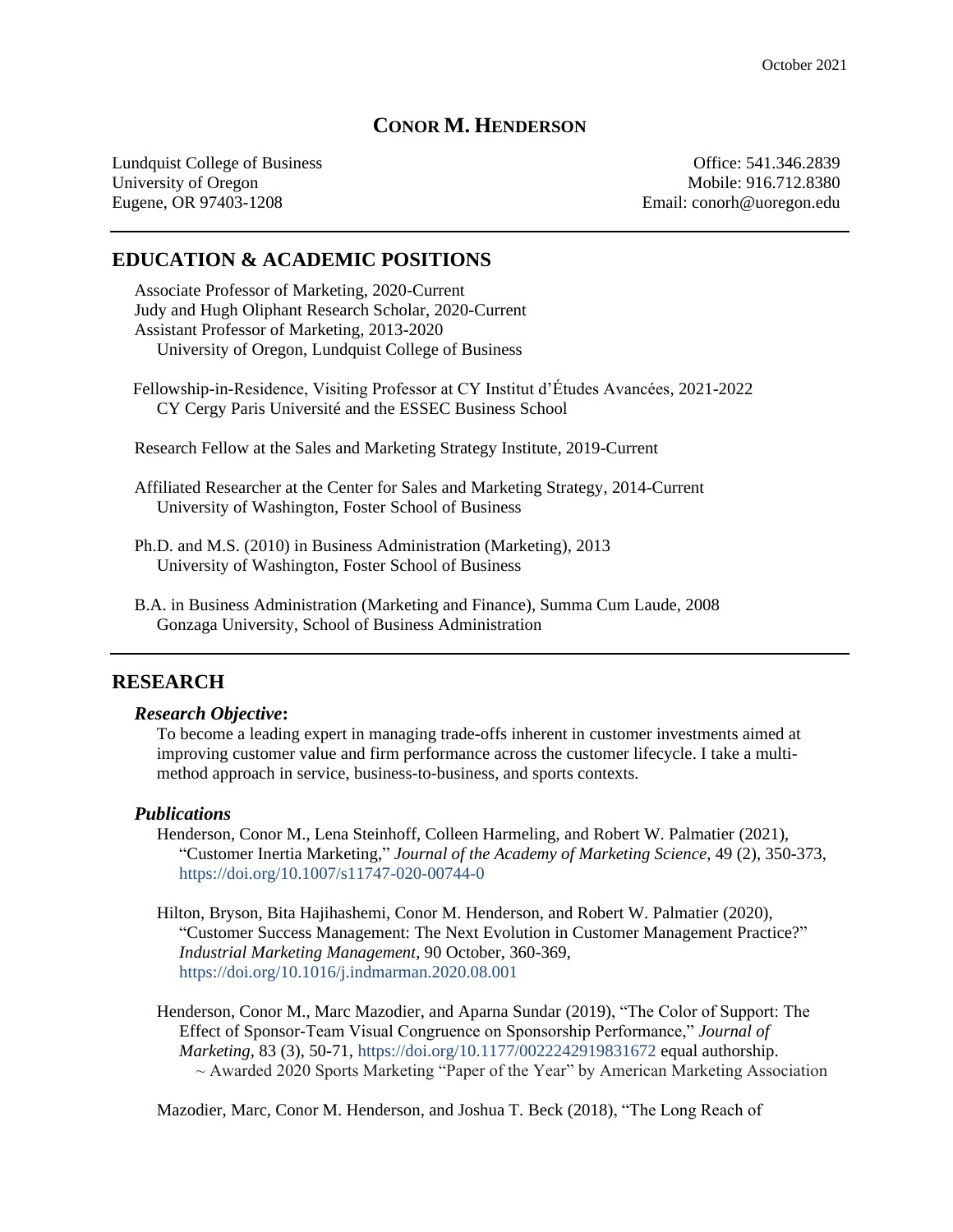October 2021

# CONOR M. HENDERSON

Lundquist College of Business
University of Oregon
Eugene, OR 97403-1208

Office: 541.346.2839
Mobile: 916.712.8380
Email: conorh@uoregon.edu

## EDUCATION & ACADEMIC POSITIONS

Associate Professor of Marketing, 2020-Current
Judy and Hugh Oliphant Research Scholar, 2020-Current
Assistant Professor of Marketing, 2013-2020
University of Oregon, Lundquist College of Business

Fellowship-in-Residence, Visiting Professor at CY Institut d'Études Avancées, 2021-2022
CY Cergy Paris Université and the ESSEC Business School

Research Fellow at the Sales and Marketing Strategy Institute, 2019-Current

Affiliated Researcher at the Center for Sales and Marketing Strategy, 2014-Current
University of Washington, Foster School of Business

Ph.D. and M.S. (2010) in Business Administration (Marketing), 2013
University of Washington, Foster School of Business

B.A. in Business Administration (Marketing and Finance), Summa Cum Laude, 2008
Gonzaga University, School of Business Administration

## RESEARCH

### *Research Objective*:

To become a leading expert in managing trade-offs inherent in customer investments aimed at improving customer value and firm performance across the customer lifecycle. I take a multi-method approach in service, business-to-business, and sports contexts.

### *Publications*

Henderson, Conor M., Lena Steinhoff, Colleen Harmeling, and Robert W. Palmatier (2021), "Customer Inertia Marketing," *Journal of the Academy of Marketing Science*, 49 (2), 350-373, https://doi.org/10.1007/s11747-020-00744-0

Hilton, Bryson, Bita Hajihashemi, Conor M. Henderson, and Robert W. Palmatier (2020), "Customer Success Management: The Next Evolution in Customer Management Practice?" *Industrial Marketing Management*, 90 October, 360-369, https://doi.org/10.1016/j.indmarman.2020.08.001

Henderson, Conor M., Marc Mazodier, and Aparna Sundar (2019), "The Color of Support: The Effect of Sponsor-Team Visual Congruence on Sponsorship Performance," *Journal of Marketing*, 83 (3), 50-71, https://doi.org/10.1177/0022242919831672 equal authorship.
~ Awarded 2020 Sports Marketing "Paper of the Year" by American Marketing Association

Mazodier, Marc, Conor M. Henderson, and Joshua T. Beck (2018), "The Long Reach of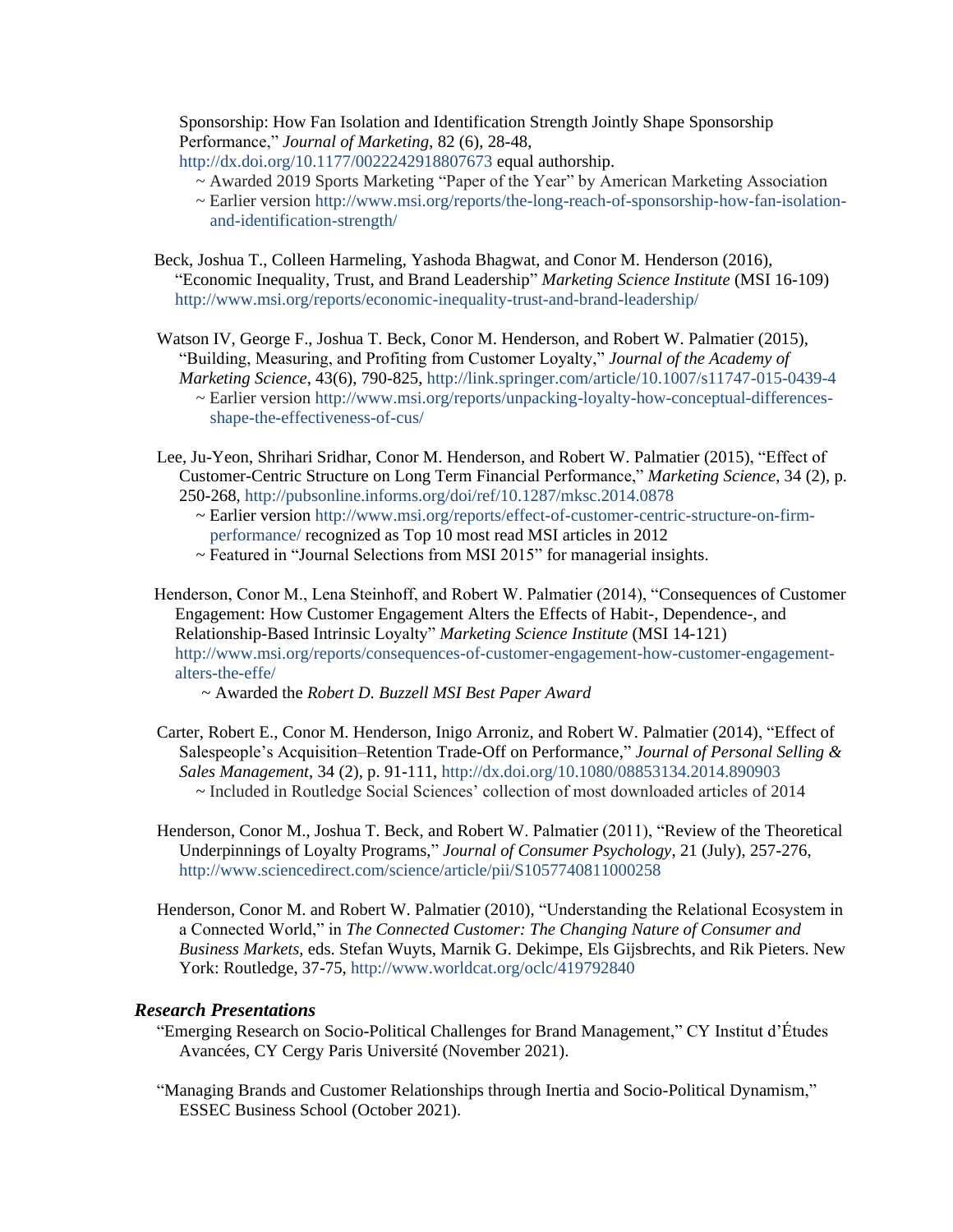Sponsorship: How Fan Isolation and Identification Strength Jointly Shape Sponsorship Performance," *Journal of Marketing*, 82 (6), 28-48, http://dx.doi.org/10.1177/0022242918807673 equal authorship.
- ~ Awarded 2019 Sports Marketing "Paper of the Year" by American Marketing Association
- ~ Earlier version http://www.msi.org/reports/the-long-reach-of-sponsorship-how-fan-isolation-and-identification-strength/

Beck, Joshua T., Colleen Harmeling, Yashoda Bhagwat, and Conor M. Henderson (2016), "Economic Inequality, Trust, and Brand Leadership" *Marketing Science Institute* (MSI 16-109) http://www.msi.org/reports/economic-inequality-trust-and-brand-leadership/

Watson IV, George F., Joshua T. Beck, Conor M. Henderson, and Robert W. Palmatier (2015), "Building, Measuring, and Profiting from Customer Loyalty," *Journal of the Academy of Marketing Science*, 43(6), 790-825, http://link.springer.com/article/10.1007/s11747-015-0439-4
- ~ Earlier version http://www.msi.org/reports/unpacking-loyalty-how-conceptual-differences-shape-the-effectiveness-of-cus/

Lee, Ju-Yeon, Shrihari Sridhar, Conor M. Henderson, and Robert W. Palmatier (2015), "Effect of Customer-Centric Structure on Long Term Financial Performance," *Marketing Science*, 34 (2), p. 250-268, http://pubsonline.informs.org/doi/ref/10.1287/mksc.2014.0878
- ~ Earlier version http://www.msi.org/reports/effect-of-customer-centric-structure-on-firm-performance/ recognized as Top 10 most read MSI articles in 2012
- ~ Featured in "Journal Selections from MSI 2015" for managerial insights.

Henderson, Conor M., Lena Steinhoff, and Robert W. Palmatier (2014), "Consequences of Customer Engagement: How Customer Engagement Alters the Effects of Habit-, Dependence-, and Relationship-Based Intrinsic Loyalty" *Marketing Science Institute* (MSI 14-121) http://www.msi.org/reports/consequences-of-customer-engagement-how-customer-engagement-alters-the-effe/
- ~ Awarded the *Robert D. Buzzell MSI Best Paper Award*

Carter, Robert E., Conor M. Henderson, Inigo Arroniz, and Robert W. Palmatier (2014), "Effect of Salespeople's Acquisition–Retention Trade-Off on Performance," *Journal of Personal Selling & Sales Management*, 34 (2), p. 91-111, http://dx.doi.org/10.1080/08853134.2014.890903
- ~ Included in Routledge Social Sciences' collection of most downloaded articles of 2014

Henderson, Conor M., Joshua T. Beck, and Robert W. Palmatier (2011), "Review of the Theoretical Underpinnings of Loyalty Programs," *Journal of Consumer Psychology*, 21 (July), 257-276, http://www.sciencedirect.com/science/article/pii/S1057740811000258

Henderson, Conor M. and Robert W. Palmatier (2010), "Understanding the Relational Ecosystem in a Connected World," in *The Connected Customer: The Changing Nature of Consumer and Business Markets*, eds. Stefan Wuyts, Marnik G. Dekimpe, Els Gijsbrechts, and Rik Pieters. New York: Routledge, 37-75, http://www.worldcat.org/oclc/419792840

### *Research Presentations*

"Emerging Research on Socio-Political Challenges for Brand Management," CY Institut d'Études Avancées, CY Cergy Paris Université (November 2021).

"Managing Brands and Customer Relationships through Inertia and Socio-Political Dynamism," ESSEC Business School (October 2021).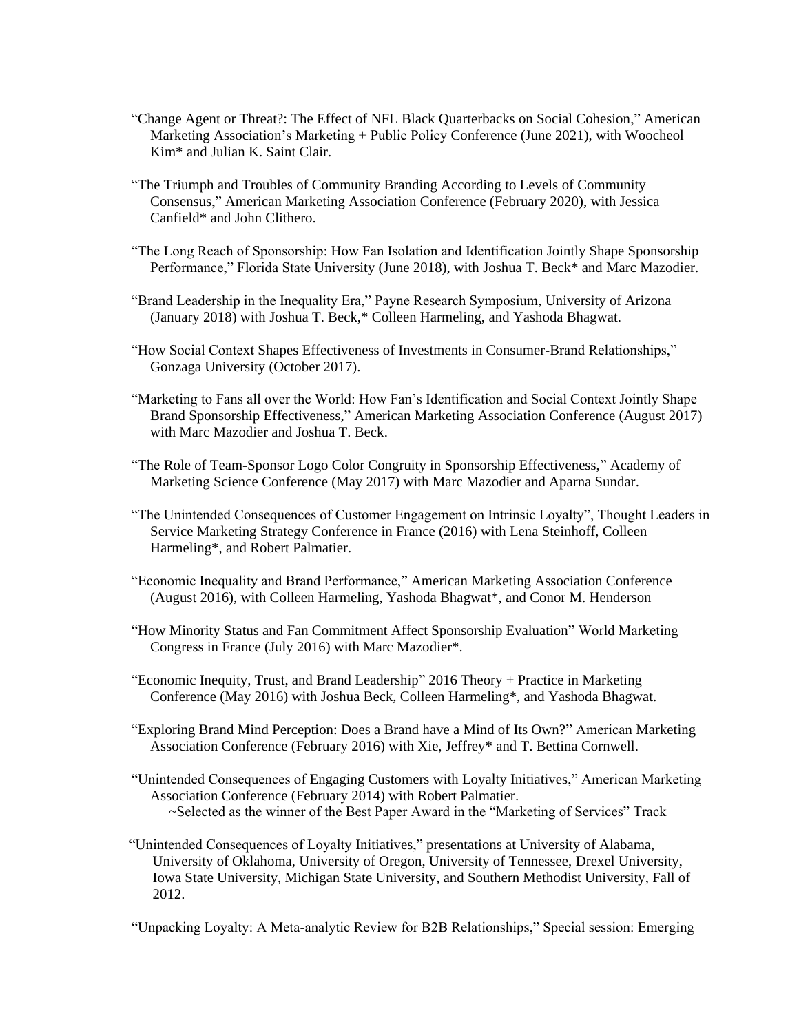"Change Agent or Threat?: The Effect of NFL Black Quarterbacks on Social Cohesion," American Marketing Association's Marketing + Public Policy Conference (June 2021), with Woocheol Kim* and Julian K. Saint Clair.

"The Triumph and Troubles of Community Branding According to Levels of Community Consensus," American Marketing Association Conference (February 2020), with Jessica Canfield* and John Clithero.

"The Long Reach of Sponsorship: How Fan Isolation and Identification Jointly Shape Sponsorship Performance," Florida State University (June 2018), with Joshua T. Beck* and Marc Mazodier.

"Brand Leadership in the Inequality Era," Payne Research Symposium, University of Arizona (January 2018) with Joshua T. Beck,* Colleen Harmeling, and Yashoda Bhagwat.

"How Social Context Shapes Effectiveness of Investments in Consumer-Brand Relationships," Gonzaga University (October 2017).

"Marketing to Fans all over the World: How Fan's Identification and Social Context Jointly Shape Brand Sponsorship Effectiveness," American Marketing Association Conference (August 2017) with Marc Mazodier and Joshua T. Beck.

"The Role of Team-Sponsor Logo Color Congruity in Sponsorship Effectiveness," Academy of Marketing Science Conference (May 2017) with Marc Mazodier and Aparna Sundar.

"The Unintended Consequences of Customer Engagement on Intrinsic Loyalty", Thought Leaders in Service Marketing Strategy Conference in France (2016) with Lena Steinhoff, Colleen Harmeling*, and Robert Palmatier.

"Economic Inequality and Brand Performance," American Marketing Association Conference (August 2016), with Colleen Harmeling, Yashoda Bhagwat*, and Conor M. Henderson

"How Minority Status and Fan Commitment Affect Sponsorship Evaluation" World Marketing Congress in France (July 2016) with Marc Mazodier*.

"Economic Inequity, Trust, and Brand Leadership" 2016 Theory + Practice in Marketing Conference (May 2016) with Joshua Beck, Colleen Harmeling*, and Yashoda Bhagwat.

"Exploring Brand Mind Perception: Does a Brand have a Mind of Its Own?" American Marketing Association Conference (February 2016) with Xie, Jeffrey* and T. Bettina Cornwell.

"Unintended Consequences of Engaging Customers with Loyalty Initiatives," American Marketing Association Conference (February 2014) with Robert Palmatier.
~Selected as the winner of the Best Paper Award in the "Marketing of Services" Track

"Unintended Consequences of Loyalty Initiatives," presentations at University of Alabama, University of Oklahoma, University of Oregon, University of Tennessee, Drexel University, Iowa State University, Michigan State University, and Southern Methodist University, Fall of 2012.

"Unpacking Loyalty: A Meta-analytic Review for B2B Relationships," Special session: Emerging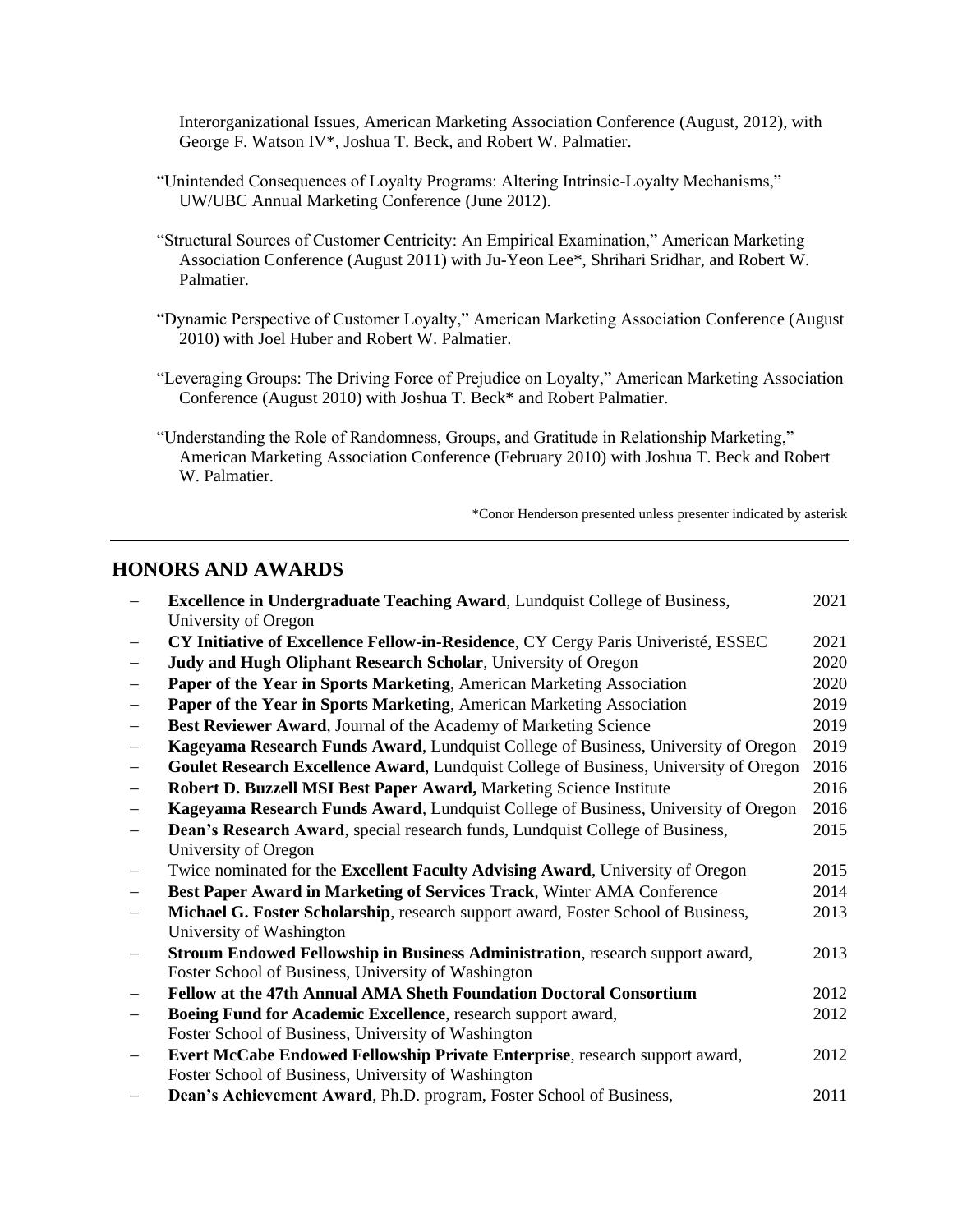Interorganizational Issues, American Marketing Association Conference (August, 2012), with George F. Watson IV*, Joshua T. Beck, and Robert W. Palmatier.

"Unintended Consequences of Loyalty Programs: Altering Intrinsic-Loyalty Mechanisms," UW/UBC Annual Marketing Conference (June 2012).

"Structural Sources of Customer Centricity: An Empirical Examination," American Marketing Association Conference (August 2011) with Ju-Yeon Lee*, Shrihari Sridhar, and Robert W. Palmatier.

"Dynamic Perspective of Customer Loyalty," American Marketing Association Conference (August 2010) with Joel Huber and Robert W. Palmatier.

"Leveraging Groups: The Driving Force of Prejudice on Loyalty," American Marketing Association Conference (August 2010) with Joshua T. Beck* and Robert Palmatier.

"Understanding the Role of Randomness, Groups, and Gratitude in Relationship Marketing," American Marketing Association Conference (February 2010) with Joshua T. Beck and Robert W. Palmatier.

*Conor Henderson presented unless presenter indicated by asterisk

## HONORS AND AWARDS

- **Excellence in Undergraduate Teaching Award**, Lundquist College of Business, University of Oregon — 2021
- **CY Initiative of Excellence Fellow-in-Residence**, CY Cergy Paris Univeristé, ESSEC — 2021
- **Judy and Hugh Oliphant Research Scholar**, University of Oregon — 2020
- **Paper of the Year in Sports Marketing**, American Marketing Association — 2020
- **Paper of the Year in Sports Marketing**, American Marketing Association — 2019
- **Best Reviewer Award**, Journal of the Academy of Marketing Science — 2019
- **Kageyama Research Funds Award**, Lundquist College of Business, University of Oregon — 2019
- **Goulet Research Excellence Award**, Lundquist College of Business, University of Oregon — 2016
- **Robert D. Buzzell MSI Best Paper Award,** Marketing Science Institute — 2016
- **Kageyama Research Funds Award**, Lundquist College of Business, University of Oregon — 2016
- **Dean's Research Award**, special research funds, Lundquist College of Business, University of Oregon — 2015
- Twice nominated for the **Excellent Faculty Advising Award**, University of Oregon — 2015
- **Best Paper Award in Marketing of Services Track**, Winter AMA Conference — 2014
- **Michael G. Foster Scholarship**, research support award, Foster School of Business, University of Washington — 2013
- **Stroum Endowed Fellowship in Business Administration**, research support award, Foster School of Business, University of Washington — 2013
- **Fellow at the 47th Annual AMA Sheth Foundation Doctoral Consortium** — 2012
- **Boeing Fund for Academic Excellence**, research support award, Foster School of Business, University of Washington — 2012
- **Evert McCabe Endowed Fellowship Private Enterprise**, research support award, Foster School of Business, University of Washington — 2012
- **Dean's Achievement Award**, Ph.D. program, Foster School of Business, — 2011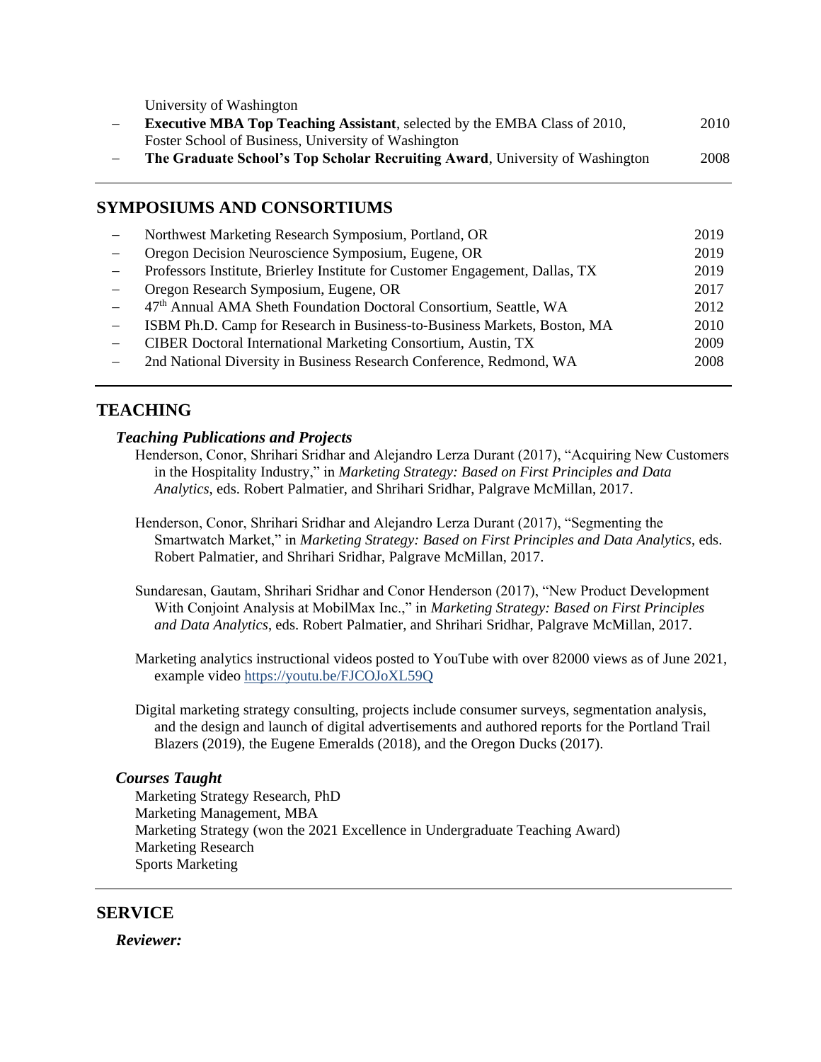University of Washington

- **Executive MBA Top Teaching Assistant**, selected by the EMBA Class of 2010, Foster School of Business, University of Washington — 2010
- **The Graduate School's Top Scholar Recruiting Award**, University of Washington — 2008

## SYMPOSIUMS AND CONSORTIUMS

- Northwest Marketing Research Symposium, Portland, OR — 2019
- Oregon Decision Neuroscience Symposium, Eugene, OR — 2019
- Professors Institute, Brierley Institute for Customer Engagement, Dallas, TX — 2019
- Oregon Research Symposium, Eugene, OR — 2017
- 47th Annual AMA Sheth Foundation Doctoral Consortium, Seattle, WA — 2012
- ISBM Ph.D. Camp for Research in Business-to-Business Markets, Boston, MA — 2010
- CIBER Doctoral International Marketing Consortium, Austin, TX — 2009
- 2nd National Diversity in Business Research Conference, Redmond, WA — 2008

## TEACHING

### *Teaching Publications and Projects*

Henderson, Conor, Shrihari Sridhar and Alejandro Lerza Durant (2017), "Acquiring New Customers in the Hospitality Industry," in *Marketing Strategy: Based on First Principles and Data Analytics*, eds. Robert Palmatier, and Shrihari Sridhar, Palgrave McMillan, 2017.

Henderson, Conor, Shrihari Sridhar and Alejandro Lerza Durant (2017), "Segmenting the Smartwatch Market," in *Marketing Strategy: Based on First Principles and Data Analytics*, eds. Robert Palmatier, and Shrihari Sridhar, Palgrave McMillan, 2017.

Sundaresan, Gautam, Shrihari Sridhar and Conor Henderson (2017), "New Product Development With Conjoint Analysis at MobilMax Inc.," in *Marketing Strategy: Based on First Principles and Data Analytics*, eds. Robert Palmatier, and Shrihari Sridhar, Palgrave McMillan, 2017.

Marketing analytics instructional videos posted to YouTube with over 82000 views as of June 2021, example video https://youtu.be/FJCOJoXL59Q

Digital marketing strategy consulting, projects include consumer surveys, segmentation analysis, and the design and launch of digital advertisements and authored reports for the Portland Trail Blazers (2019), the Eugene Emeralds (2018), and the Oregon Ducks (2017).

### *Courses Taught*

Marketing Strategy Research, PhD  
Marketing Management, MBA  
Marketing Strategy (won the 2021 Excellence in Undergraduate Teaching Award)  
Marketing Research  
Sports Marketing

## SERVICE

### *Reviewer:*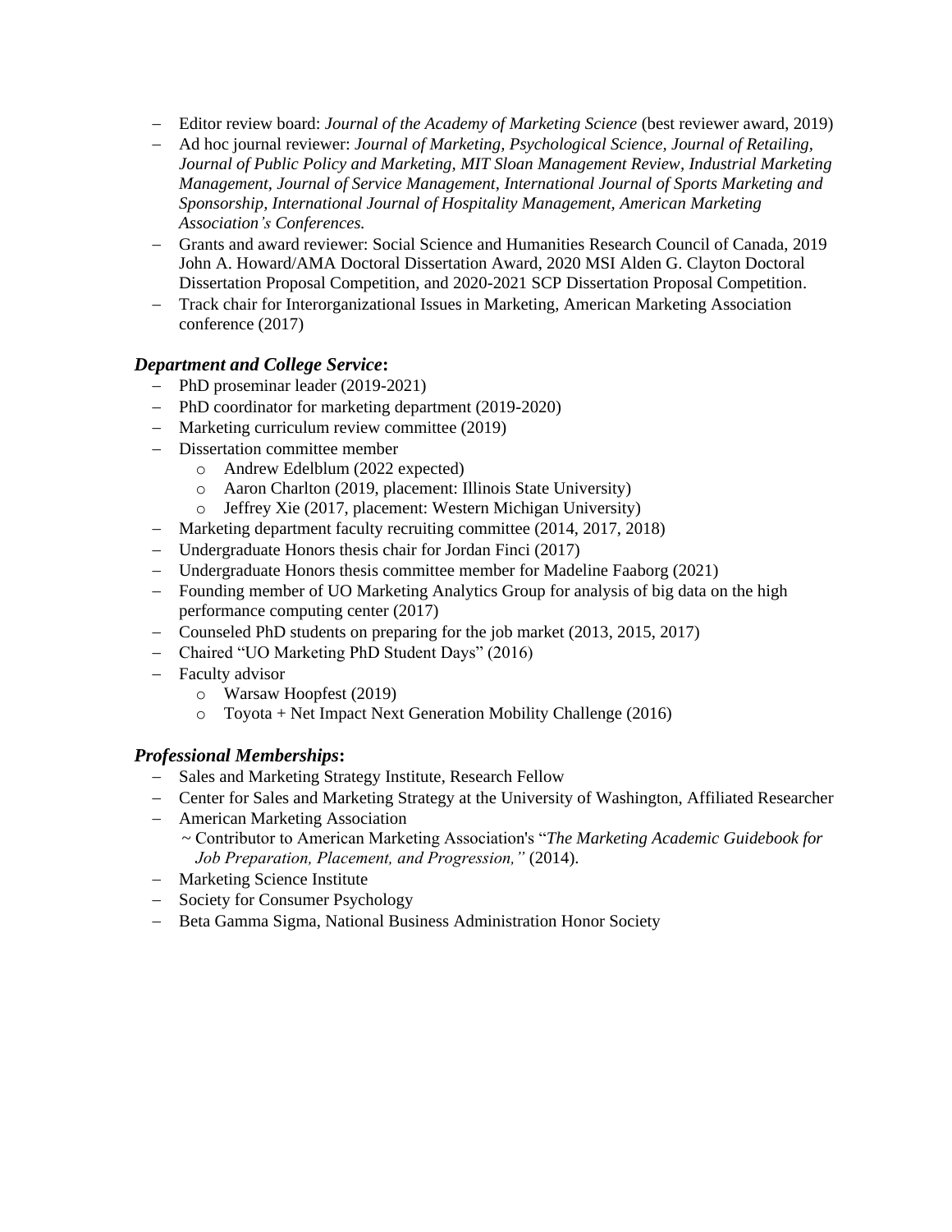- Editor review board: *Journal of the Academy of Marketing Science* (best reviewer award, 2019)
- Ad hoc journal reviewer: *Journal of Marketing, Psychological Science, Journal of Retailing, Journal of Public Policy and Marketing, MIT Sloan Management Review, Industrial Marketing Management, Journal of Service Management, International Journal of Sports Marketing and Sponsorship, International Journal of Hospitality Management, American Marketing Association's Conferences.*
- Grants and award reviewer: Social Science and Humanities Research Council of Canada, 2019 John A. Howard/AMA Doctoral Dissertation Award, 2020 MSI Alden G. Clayton Doctoral Dissertation Proposal Competition, and 2020-2021 SCP Dissertation Proposal Competition.
- Track chair for Interorganizational Issues in Marketing, American Marketing Association conference (2017)

### *Department and College Service***:**

- PhD proseminar leader (2019-2021)
- PhD coordinator for marketing department (2019-2020)
- Marketing curriculum review committee (2019)
- Dissertation committee member
  - Andrew Edelblum (2022 expected)
  - Aaron Charlton (2019, placement: Illinois State University)
  - Jeffrey Xie (2017, placement: Western Michigan University)
- Marketing department faculty recruiting committee (2014, 2017, 2018)
- Undergraduate Honors thesis chair for Jordan Finci (2017)
- Undergraduate Honors thesis committee member for Madeline Faaborg (2021)
- Founding member of UO Marketing Analytics Group for analysis of big data on the high performance computing center (2017)
- Counseled PhD students on preparing for the job market (2013, 2015, 2017)
- Chaired "UO Marketing PhD Student Days" (2016)
- Faculty advisor
  - Warsaw Hoopfest (2019)
  - Toyota + Net Impact Next Generation Mobility Challenge (2016)

### *Professional Memberships***:**

- Sales and Marketing Strategy Institute, Research Fellow
- Center for Sales and Marketing Strategy at the University of Washington, Affiliated Researcher
- American Marketing Association
  ~ Contributor to American Marketing Association's "*The Marketing Academic Guidebook for Job Preparation, Placement, and Progression,"* (2014).
- Marketing Science Institute
- Society for Consumer Psychology
- Beta Gamma Sigma, National Business Administration Honor Society